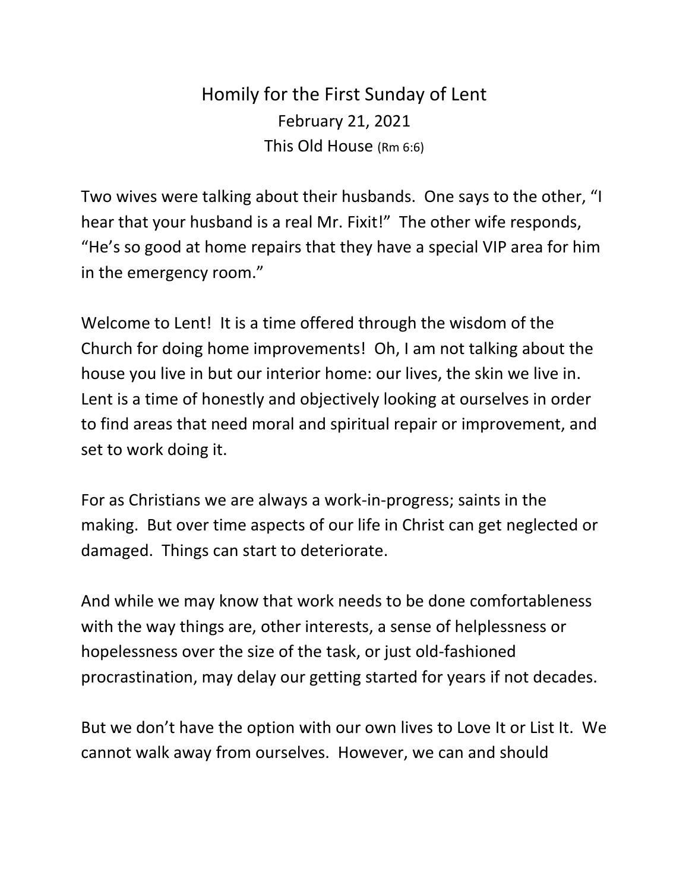# Homily for the First Sunday of Lent

February 21, 2021

This Old House (Rm 6:6)

Two wives were talking about their husbands. One says to the other, "I hear that your husband is a real Mr. Fixit!" The other wife responds, "He's so good at home repairs that they have a special VIP area for him in the emergency room."

Welcome to Lent! It is a time offered through the wisdom of the Church for doing home improvements! Oh, I am not talking about the house you live in but our interior home: our lives, the skin we live in. Lent is a time of honestly and objectively looking at ourselves in order to find areas that need moral and spiritual repair or improvement, and set to work doing it.

For as Christians we are always a work-in-progress; saints in the making. But over time aspects of our life in Christ can get neglected or damaged. Things can start to deteriorate.

And while we may know that work needs to be done comfortableness with the way things are, other interests, a sense of helplessness or hopelessness over the size of the task, or just old-fashioned procrastination, may delay our getting started for years if not decades.

But we don't have the option with our own lives to Love It or List It. We cannot walk away from ourselves. However, we can and should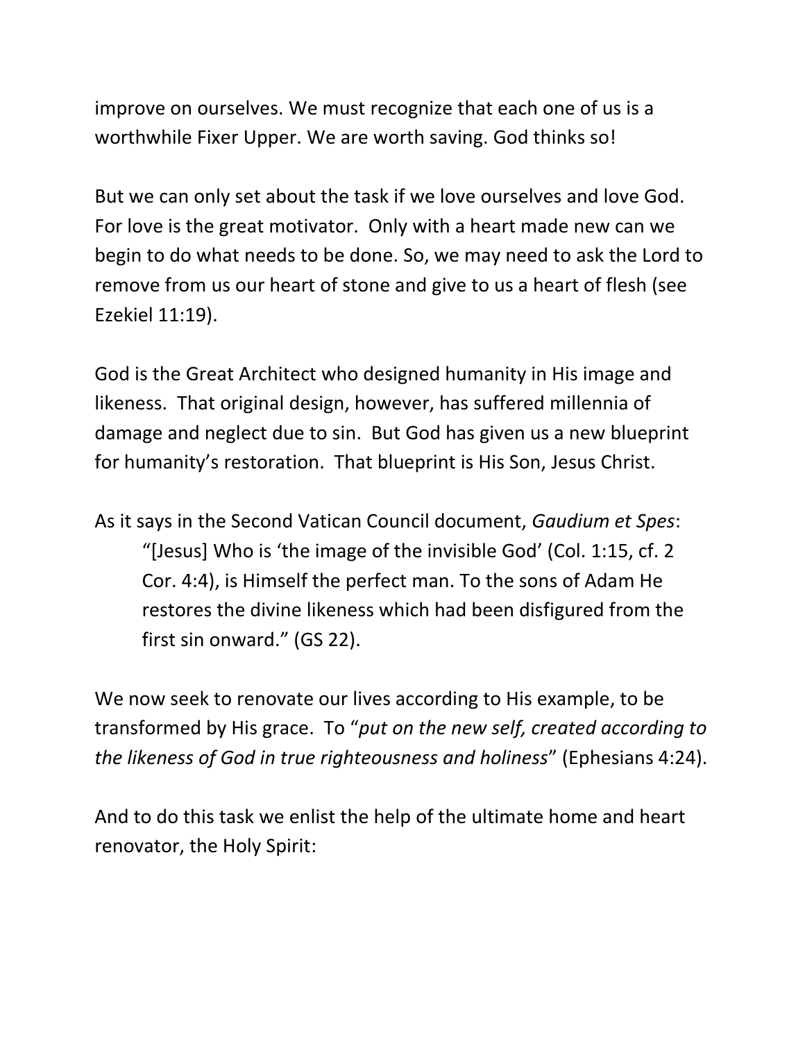improve on ourselves. We must recognize that each one of us is a worthwhile Fixer Upper. We are worth saving. God thinks so!

But we can only set about the task if we love ourselves and love God. For love is the great motivator. Only with a heart made new can we begin to do what needs to be done. So, we may need to ask the Lord to remove from us our heart of stone and give to us a heart of flesh (see Ezekiel 11:19).

God is the Great Architect who designed humanity in His image and likeness. That original design, however, has suffered millennia of damage and neglect due to sin. But God has given us a new blueprint for humanity's restoration. That blueprint is His Son, Jesus Christ.

As it says in the Second Vatican Council document, *Gaudium et Spes*:

> "[Jesus] Who is 'the image of the invisible God' (Col. 1:15, cf. 2 Cor. 4:4), is Himself the perfect man. To the sons of Adam He restores the divine likeness which had been disfigured from the first sin onward." (GS 22).

We now seek to renovate our lives according to His example, to be transformed by His grace. To "*put on the new self, created according to the likeness of God in true righteousness and holiness*" (Ephesians 4:24).

And to do this task we enlist the help of the ultimate home and heart renovator, the Holy Spirit: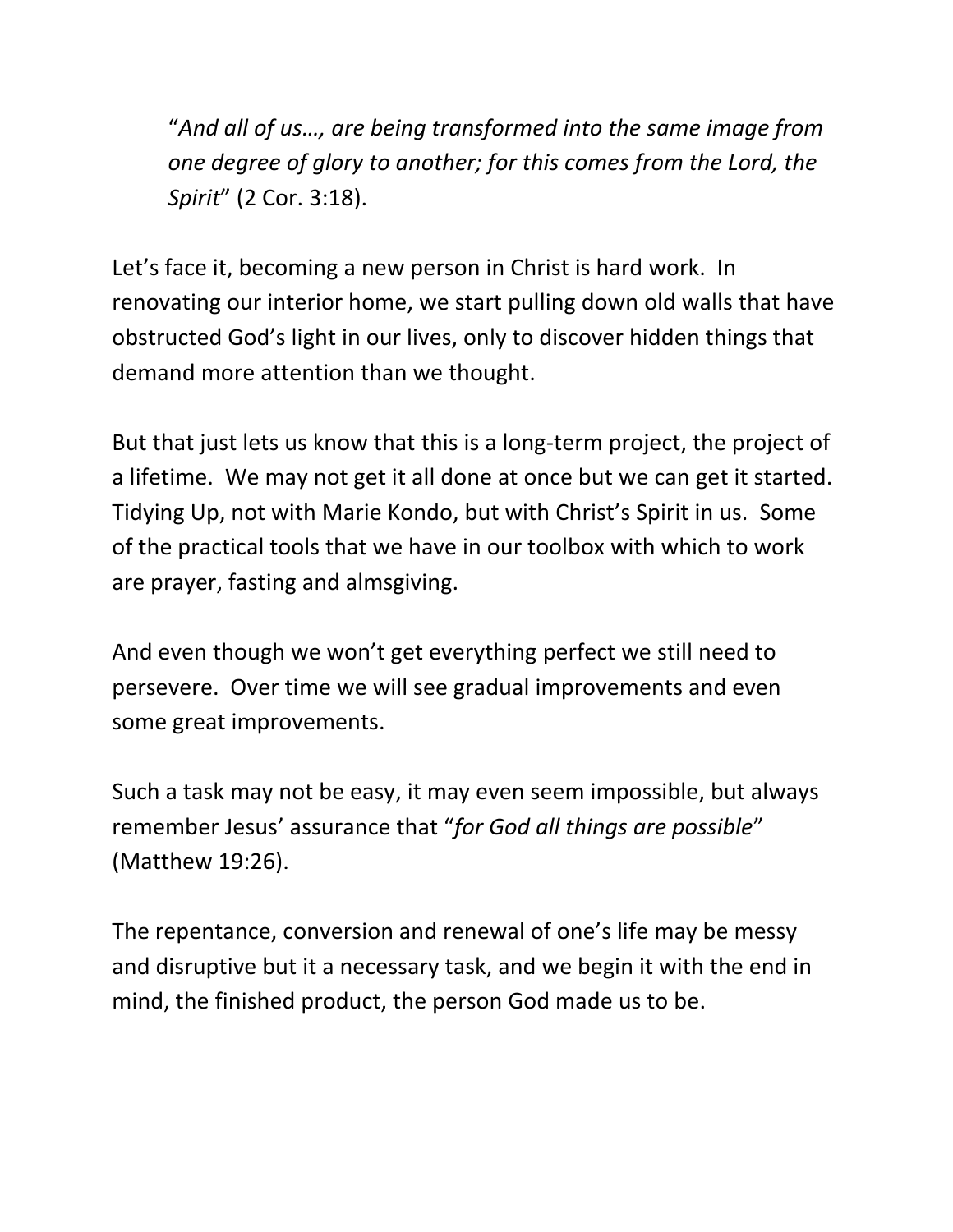> "*And all of us…, are being transformed into the same image from one degree of glory to another; for this comes from the Lord, the Spirit*" (2 Cor. 3:18).

Let's face it, becoming a new person in Christ is hard work. In renovating our interior home, we start pulling down old walls that have obstructed God's light in our lives, only to discover hidden things that demand more attention than we thought.

But that just lets us know that this is a long-term project, the project of a lifetime. We may not get it all done at once but we can get it started. Tidying Up, not with Marie Kondo, but with Christ's Spirit in us. Some of the practical tools that we have in our toolbox with which to work are prayer, fasting and almsgiving.

And even though we won't get everything perfect we still need to persevere. Over time we will see gradual improvements and even some great improvements.

Such a task may not be easy, it may even seem impossible, but always remember Jesus' assurance that "*for God all things are possible*" (Matthew 19:26).

The repentance, conversion and renewal of one's life may be messy and disruptive but it a necessary task, and we begin it with the end in mind, the finished product, the person God made us to be.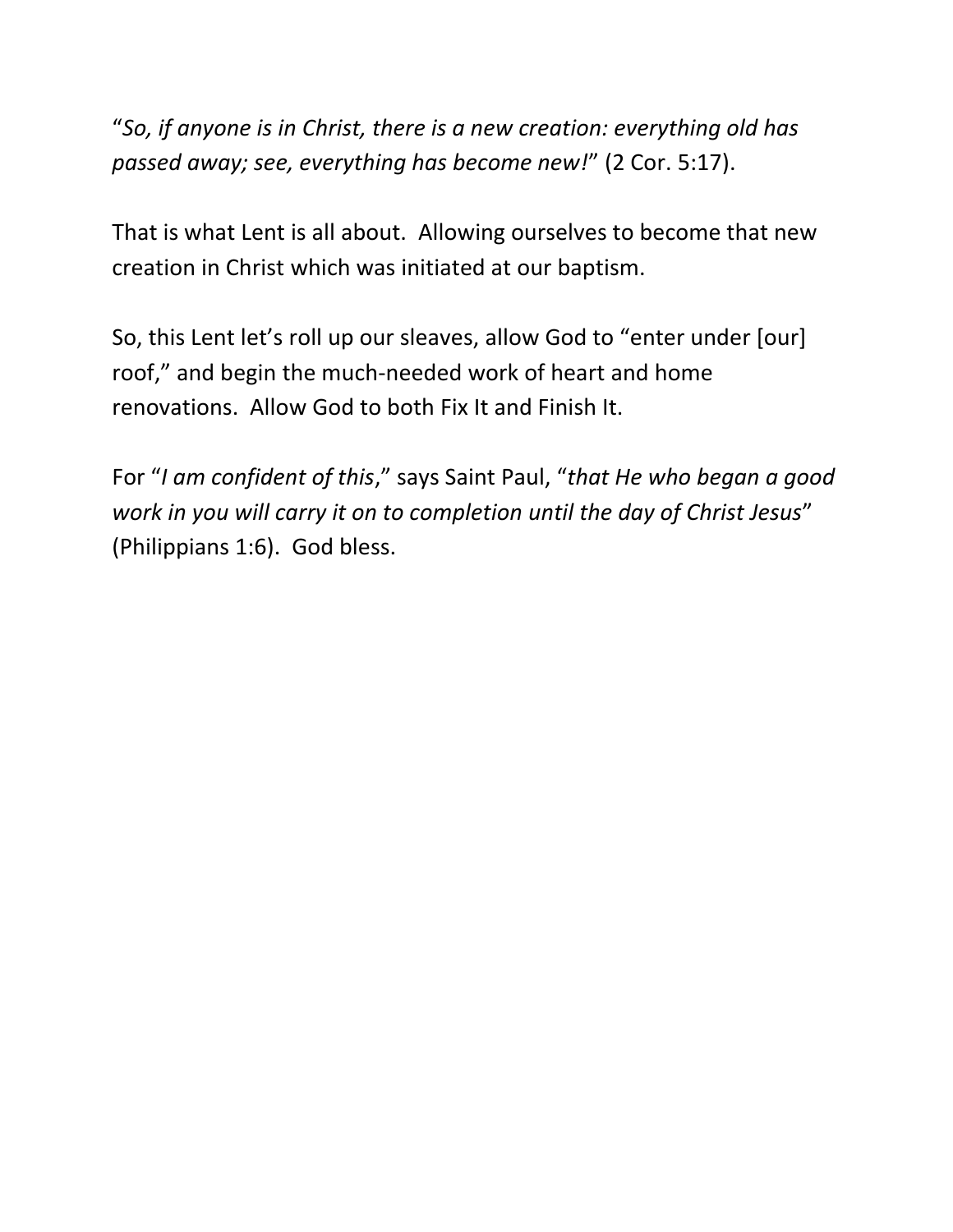"*So, if anyone is in Christ, there is a new creation: everything old has passed away; see, everything has become new!*" (2 Cor. 5:17).

That is what Lent is all about. Allowing ourselves to become that new creation in Christ which was initiated at our baptism.

So, this Lent let's roll up our sleaves, allow God to "enter under [our] roof," and begin the much-needed work of heart and home renovations. Allow God to both Fix It and Finish It.

For "*I am confident of this*," says Saint Paul, "*that He who began a good work in you will carry it on to completion until the day of Christ Jesus*" (Philippians 1:6). God bless.